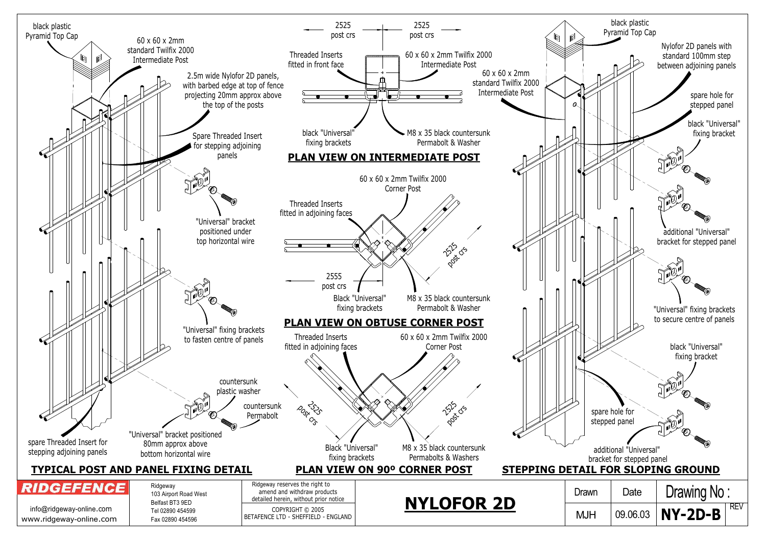## TYPICAL POST AND PANEL FIXING DETAIL

black plastic Pyramid Top Cap

60 x 60 x 2mm standard Twilfix 2000 Intermediate Post

2.5m wide Nylofor 2D panels, with barbed edge at top of fence projecting 20mm approx above the top of the posts

Spare Threaded Insert for stepping adjoining panels

"Universal" bracket positioned under top horizontal wire

"Universal" fixing brackets to fasten centre of panels

countersunk plastic washer

countersunk Permabolt

"Universal" bracket positioned 80mm approx above bottom horizontal wire

spare Threaded Insert for stepping adjoining panels

## PLAN VIEW ON INTERMEDIATE POST

2525 post crs

2525 post crs

Threaded Inserts fitted in front face

60 x 60 x 2mm Twilfix 2000 Intermediate Post

black "Universal" fixing brackets

M8 x 35 black countersunk Permabolt & Washer

## PLAN VIEW ON OBTUSE CORNER POST

60 x 60 x 2mm Twilfix 2000 Corner Post

Threaded Inserts fitted in adjoining faces

2525 post crs

2555 post crs

Black "Universal" fixing brackets

M8 x 35 black countersunk Permabolt & Washer

## PLAN VIEW ON 90º CORNER POST

Threaded Inserts fitted in adjoining faces

60 x 60 x 2mm Twilfix 2000 Corner Post

2525 post crs

2525 post crs

Black "Universal" fixing brackets

M8 x 35 black countersunk Permabolts & Washers

## STEPPING DETAIL FOR SLOPING GROUND

black plastic Pyramid Top Cap

Nylofor 2D panels with standard 100mm step between adjoining panels

60 x 60 x 2mm standard Twilfix 2000 Intermediate Post

spare hole for stepped panel

black "Universal" fixing bracket

additional "Universal" bracket for stepped panel

"Universal" fixing brackets to secure centre of panels

black "Universal" fixing bracket

spare hole for stepped panel

additional "Universal" bracket for stepped panel

---

**RIDGEFENCE**

info@ridgeway-online.com
www.ridgeway-online.com

Ridgeway
103 Airport Road West
Belfast BT3 9ED
Tel 02890 454599
Fax 02890 454596

Ridgeway reserves the right to amend and withdraw products detailed herein, without prior notice

COPYRIGHT © 2005
BETAFENCE LTD - SHEFFIELD - ENGLAND

# NYLOFOR 2D

| Drawn | Date | Drawing No : | REV |
|---|---|---|---|
| MJH | 09.06.03 | NY-2D-B | |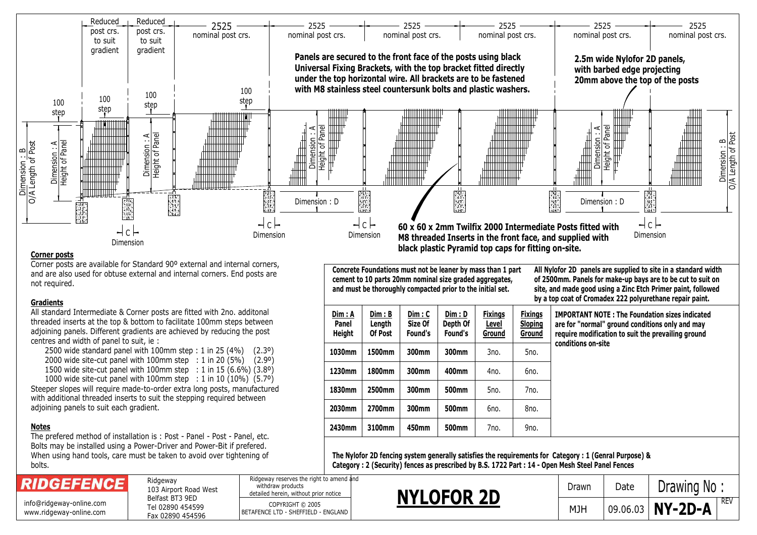Reduced post crs. to suit gradient

Reduced post crs. to suit gradient

2525 nominal post crs.

2525 nominal post crs.

2525 nominal post crs.

2525 nominal post crs.

2525 nominal post crs.

2525 nominal post crs.

100 step

100 step

100 step

100 step

Dimension : B O/A Length of Post

Dimension : A Height of Panel

Dimension : A Height of Panel

Dimension : A Height of Panel

Dimension : A Height of Panel

Dimension : B O/A Length of Post

Dimension : D

Dimension : D

C Dimension

C Dimension

C Dimension

C Dimension

**Panels are secured to the front face of the posts using black Universal Fixing Brackets, with the top bracket fitted directly under the top horizontal wire. All brackets are to be fastened with M8 stainless steel countersunk bolts and plastic washers.**

**2.5m wide Nylofor 2D panels, with barbed edge projecting 20mm above the top of the posts**

**60 x 60 x 2mm Twilfix 2000 Intermediate Posts fitted with M8 threaded Inserts in the front face, and supplied with black plastic Pyramid top caps for fitting on-site.**

## Corner posts

Corner posts are available for Standard 90º external and internal corners, and are also used for obtuse external and internal corners. End posts are not required.

## Gradients

All standard Intermediate & Corner posts are fitted with 2no. additonal threaded inserts at the top & bottom to facilitate 100mm steps between adjoining panels. Different gradients are achieved by reducing the post centres and width of panel to suit, ie :

- 2500 wide standard panel with 100mm step : 1 in 25 (4%) (2.3º)
- 2000 wide site-cut panel with 100mm step : 1 in 20 (5%) (2.9º)
- 1500 wide site-cut panel with 100mm step : 1 in 15 (6.6%) (3.8º)
- 1000 wide site-cut panel with 100mm step : 1 in 10 (10%) (5.7º)

Steeper slopes will require made-to-order extra long posts, manufactured with additional threaded inserts to suit the stepping required between adjoining panels to suit each gradient.

## Notes

The prefered method of installation is : Post - Panel - Post - Panel, etc.
Bolts may be installed using a Power-Driver and Power-Bit if prefered.
When using hand tools, care must be taken to avoid over tightening of bolts.

**Concrete Foundations must not be leaner by mass than 1 part cement to 10 parts 20mm nominal size graded aggregates, and must be thoroughly compacted prior to the initial set.**

**All Nylofor 2D panels are supplied to site in a standard width of 2500mm. Panels for make-up bays are to be cut to suit on site, and made good using a Zinc Etch Primer paint, followed by a top coat of Cromadex 222 polyurethane repair paint.**

| Dim : A Panel Height | Dim : B Length Of Post | Dim : C Size Of Found's | Dim : D Depth Of Found's | Fixings Level Ground | Fixings Sloping Ground |
|---|---|---|---|---|---|
| **1030mm** | **1500mm** | **300mm** | **300mm** | 3no. | 5no. |
| **1230mm** | **1800mm** | **300mm** | **400mm** | 4no. | 6no. |
| **1830mm** | **2500mm** | **300mm** | **500mm** | 5no. | 7no. |
| **2030mm** | **2700mm** | **300mm** | **500mm** | 6no. | 8no. |
| **2430mm** | **3100mm** | **450mm** | **500mm** | 7no. | 9no. |

**IMPORTANT NOTE : The Foundation sizes indicated are for "normal" ground conditions only and may require modification to suit the prevailing ground conditions on-site**

**The Nylofor 2D fencing system generally satisfies the requirements for Category : 1 (Genral Purpose) & Category : 2 (Security) fences as prescribed by B.S. 1722 Part : 14 - Open Mesh Steel Panel Fences**

**RIDGEFENCE**

info@ridgeway-online.com
www.ridgeway-online.com

Ridgeway
103 Airport Road West
Belfast BT3 9ED
Tel 02890 454599
Fax 02890 454596

Ridgeway reserves the right to amend and withdraw products detailed herein, without prior notice

COPYRIGHT © 2005
BETAFENCE LTD - SHEFFIELD - ENGLAND

**NYLOFOR 2D**

| Drawn | Date | Drawing No : | |
|---|---|---|---|
| MJH | 09.06.03 | **NY-2D-A** | REV |